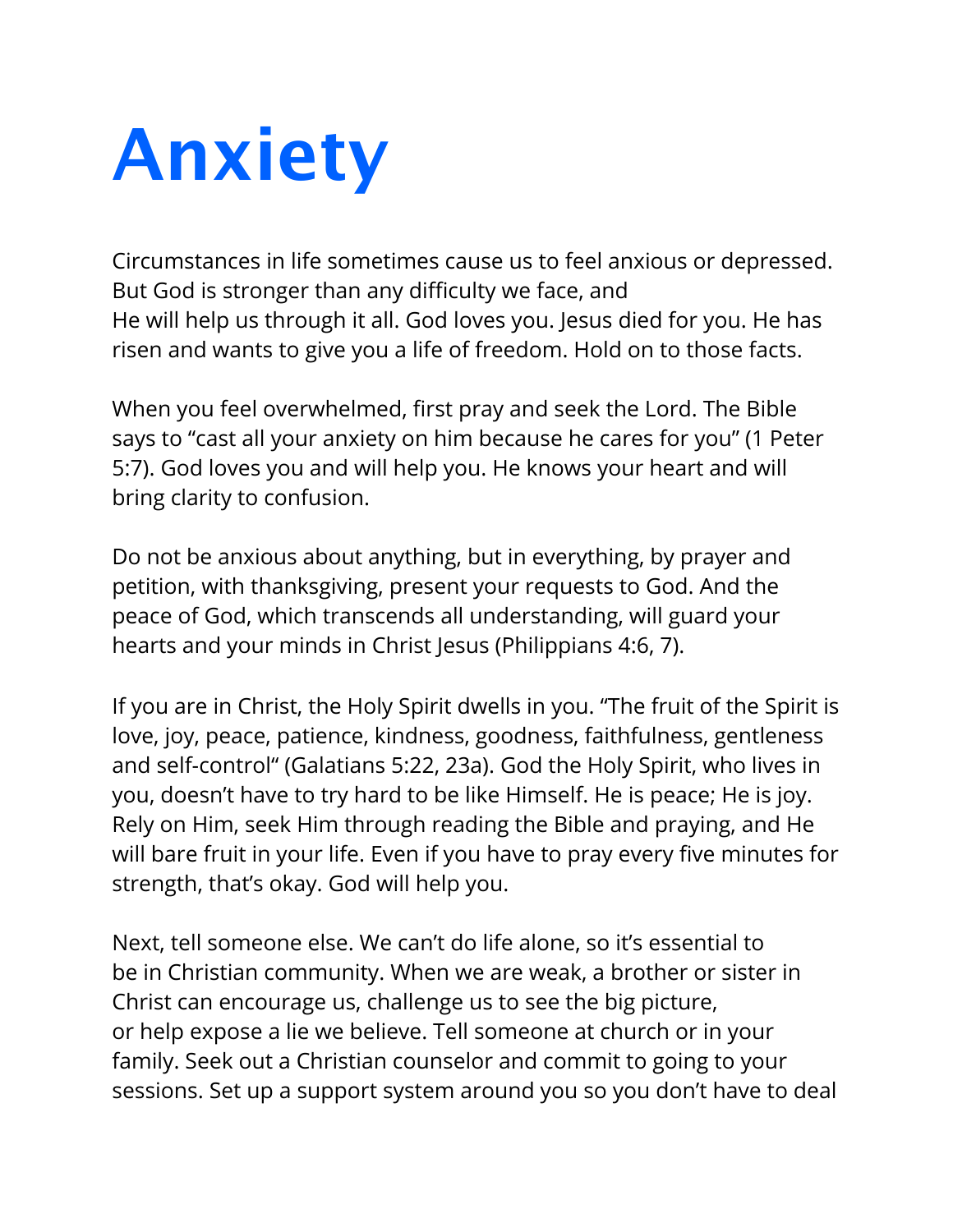# Anxiety

Circumstances in life sometimes cause us to feel anxious or depressed. But God is stronger than any difficulty we face, and He will help us through it all. God loves you. Jesus died for you. He has risen and wants to give you a life of freedom. Hold on to those facts.

When you feel overwhelmed, first pray and seek the Lord. The Bible says to “cast all your anxiety on him because he cares for you” (1 Peter 5:7). God loves you and will help you. He knows your heart and will bring clarity to confusion.

Do not be anxious about anything, but in everything, by prayer and petition, with thanksgiving, present your requests to God. And the peace of God, which transcends all understanding, will guard your hearts and your minds in Christ Jesus (Philippians 4:6, 7).

If you are in Christ, the Holy Spirit dwells in you. “The fruit of the Spirit is love, joy, peace, patience, kindness, goodness, faithfulness, gentleness and self-control“ (Galatians 5:22, 23a). God the Holy Spirit, who lives in you, doesn’t have to try hard to be like Himself. He is peace; He is joy. Rely on Him, seek Him through reading the Bible and praying, and He will bare fruit in your life. Even if you have to pray every five minutes for strength, that’s okay. God will help you.

Next, tell someone else. We can’t do life alone, so it’s essential to be in Christian community. When we are weak, a brother or sister in Christ can encourage us, challenge us to see the big picture, or help expose a lie we believe. Tell someone at church or in your family. Seek out a Christian counselor and commit to going to your sessions. Set up a support system around you so you don’t have to deal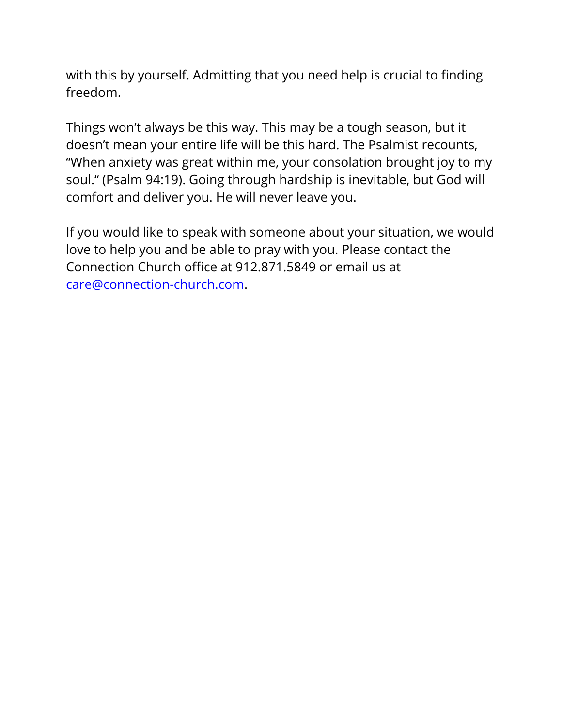with this by yourself. Admitting that you need help is crucial to finding freedom.

Things won't always be this way. This may be a tough season, but it doesn't mean your entire life will be this hard. The Psalmist recounts, "When anxiety was great within me, your consolation brought joy to my soul." (Psalm 94:19). Going through hardship is inevitable, but God will comfort and deliver you. He will never leave you.

If you would like to speak with someone about your situation, we would love to help you and be able to pray with you. Please contact the Connection Church office at 912.871.5849 or email us at [care@connection-church.com](mailto:care@connection-church.com).